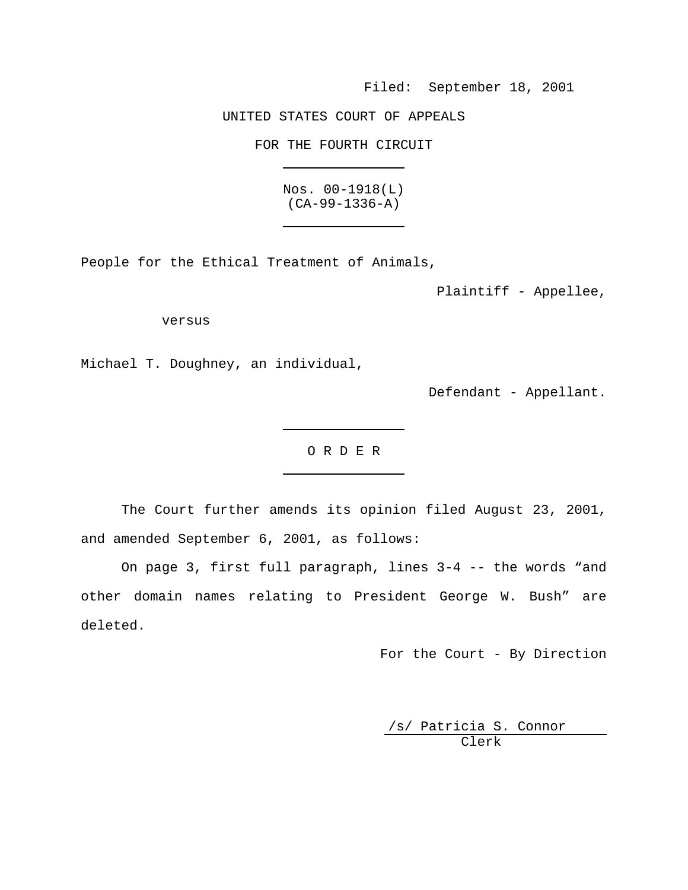Filed: September 18, 2001

UNITED STATES COURT OF APPEALS

FOR THE FOURTH CIRCUIT

---

Nos. 00-1918(L)
(CA-99-1336-A)

---

People for the Ethical Treatment of Animals,

Plaintiff - Appellee,

versus

Michael T. Doughney, an individual,

Defendant - Appellant.

---

O R D E R

---

The Court further amends its opinion filed August 23, 2001, and amended September 6, 2001, as follows:

On page 3, first full paragraph, lines 3-4 -- the words "and other domain names relating to President George W. Bush" are deleted.

For the Court - By Direction

/s/ Patricia S. Connor
Clerk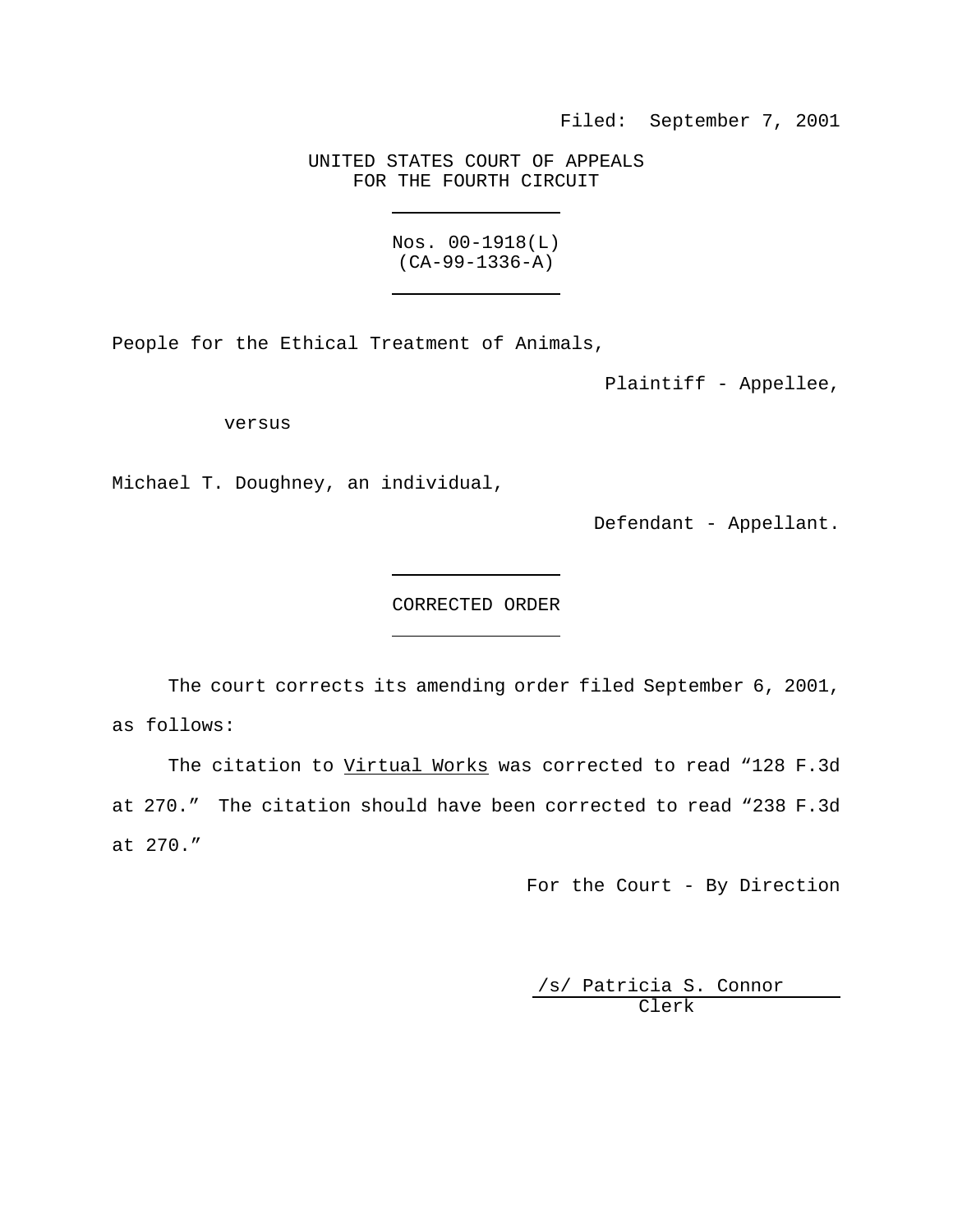Filed: September 7, 2001

UNITED STATES COURT OF APPEALS
FOR THE FOURTH CIRCUIT

---

Nos. 00-1918(L)
(CA-99-1336-A)

---

People for the Ethical Treatment of Animals,

Plaintiff - Appellee,

versus

Michael T. Doughney, an individual,

Defendant - Appellant.

---

CORRECTED ORDER

---

The court corrects its amending order filed September 6, 2001, as follows:

The citation to Virtual Works was corrected to read "128 F.3d at 270." The citation should have been corrected to read "238 F.3d at 270."

For the Court - By Direction

/s/ Patricia S. Connor
Clerk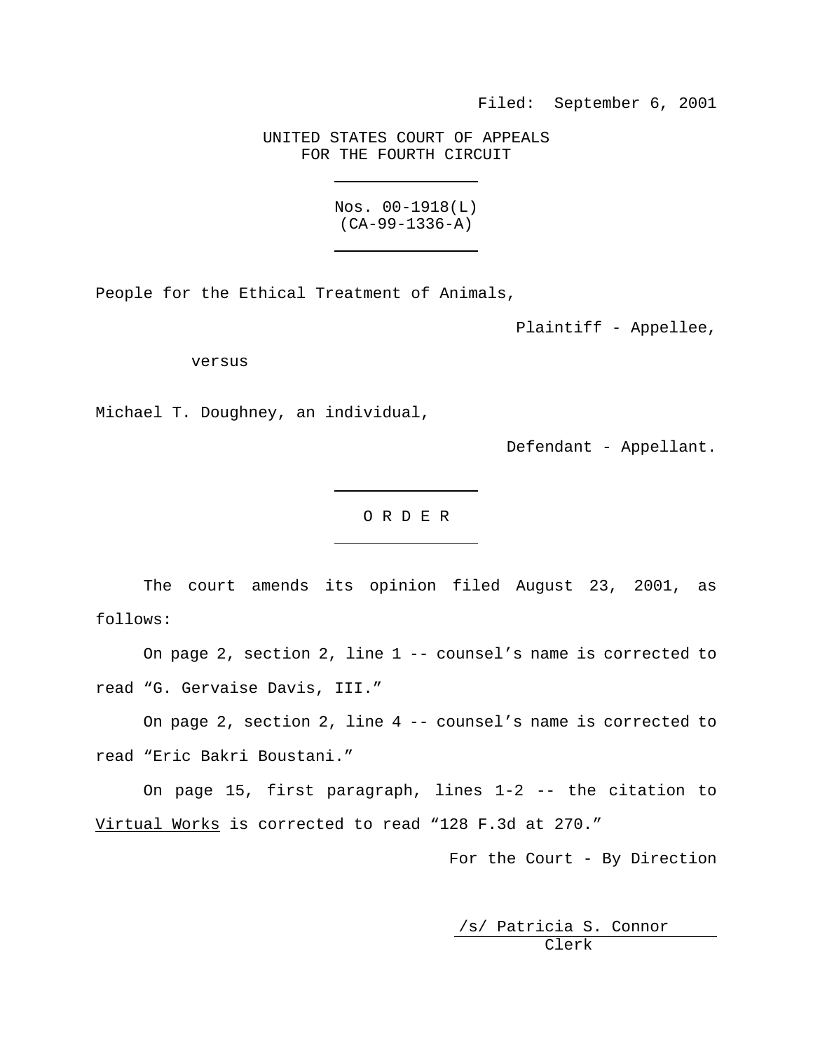Filed: September 6, 2001

UNITED STATES COURT OF APPEALS
FOR THE FOURTH CIRCUIT

---

Nos. 00-1918(L)
(CA-99-1336-A)

---

People for the Ethical Treatment of Animals,

Plaintiff - Appellee,

versus

Michael T. Doughney, an individual,

Defendant - Appellant.

---

O R D E R

---

The court amends its opinion filed August 23, 2001, as follows:

On page 2, section 2, line 1 -- counsel's name is corrected to read "G. Gervaise Davis, III."

On page 2, section 2, line 4 -- counsel's name is corrected to read "Eric Bakri Boustani."

On page 15, first paragraph, lines 1-2 -- the citation to Virtual Works is corrected to read "128 F.3d at 270."

For the Court - By Direction

/s/ Patricia S. Connor
Clerk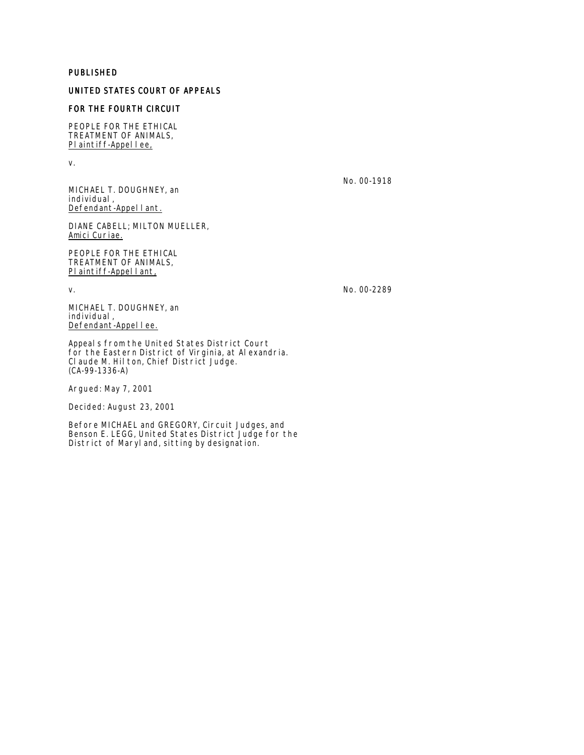PUBLISHED

UNITED STATES COURT OF APPEALS

FOR THE FOURTH CIRCUIT

PEOPLE FOR THE ETHICAL TREATMENT OF ANIMALS,
Plaintiff-Appellee,

v.

No. 00-1918

MICHAEL T. DOUGHNEY, an individual,
Defendant-Appellant.

DIANE CABELL; MILTON MUELLER,
Amici Curiae.

PEOPLE FOR THE ETHICAL TREATMENT OF ANIMALS,
Plaintiff-Appellant,

v.

No. 00-2289

MICHAEL T. DOUGHNEY, an individual,
Defendant-Appellee.

Appeals from the United States District Court for the Eastern District of Virginia, at Alexandria.
Claude M. Hilton, Chief District Judge.
(CA-99-1336-A)

Argued: May 7, 2001

Decided: August 23, 2001

Before MICHAEL and GREGORY, Circuit Judges, and Benson E. LEGG, United States District Judge for the District of Maryland, sitting by designation.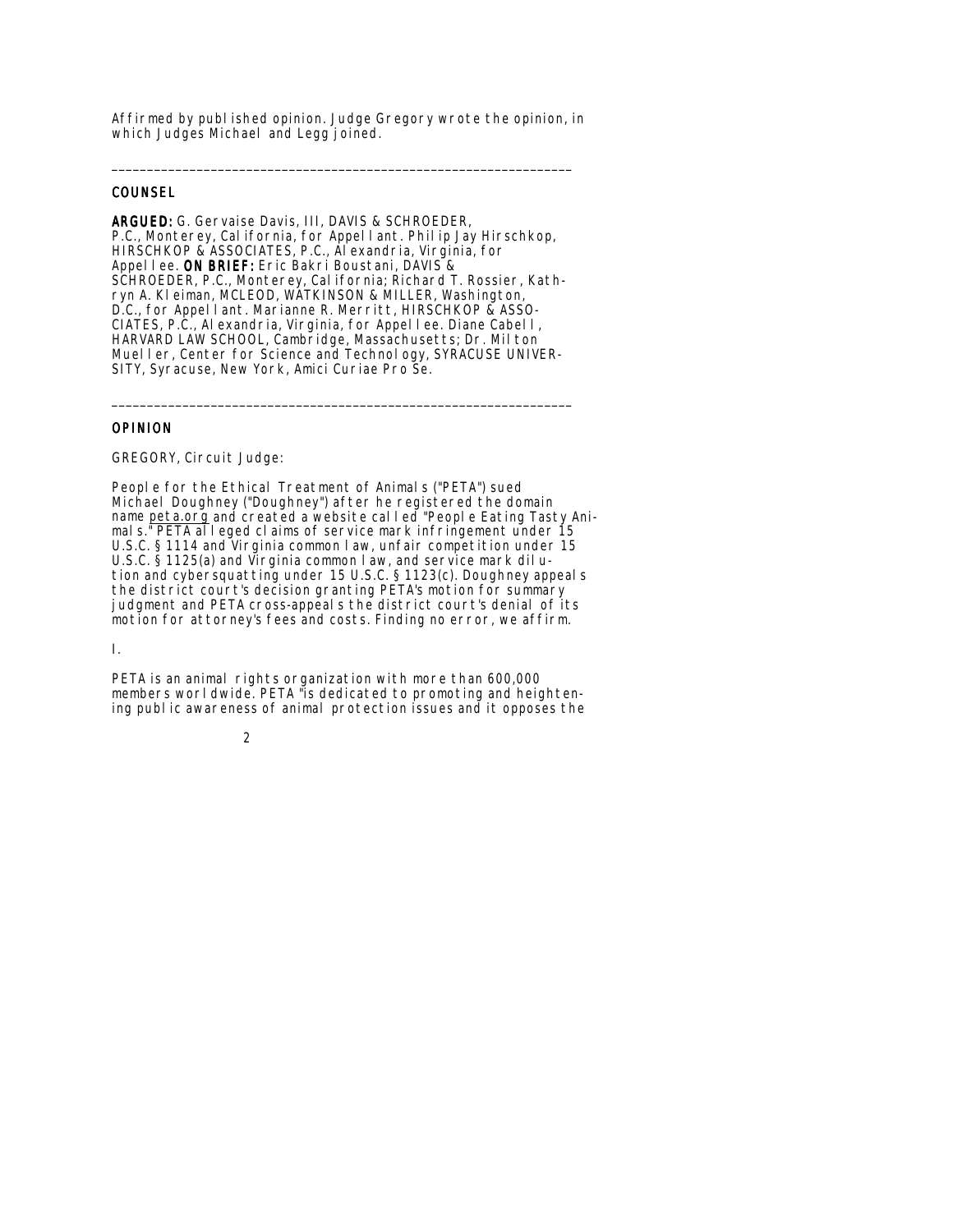Affirmed by published opinion. Judge Gregory wrote the opinion, in which Judges Michael and Legg joined.

---

## COUNSEL

**ARGUED:** G. Gervaise Davis, III, DAVIS & SCHROEDER, P.C., Monterey, California, for Appellant. Philip Jay Hirschkop, HIRSCHKOP & ASSOCIATES, P.C., Alexandria, Virginia, for Appellee. **ON BRIEF:** Eric Bakri Boustani, DAVIS & SCHROEDER, P.C., Monterey, California; Richard T. Rossier, Kathryn A. Kleiman, MCLEOD, WATKINSON & MILLER, Washington, D.C., for Appellant. Marianne R. Merritt, HIRSCHKOP & ASSOCIATES, P.C., Alexandria, Virginia, for Appellee. Diane Cabell, HARVARD LAW SCHOOL, Cambridge, Massachusetts; Dr. Milton Mueller, Center for Science and Technology, SYRACUSE UNIVERSITY, Syracuse, New York, Amici Curiae Pro Se.

---

## OPINION

GREGORY, Circuit Judge:

People for the Ethical Treatment of Animals ("PETA") sued Michael Doughney ("Doughney") after he registered the domain name peta.org and created a website called "People Eating Tasty Animals." PETA alleged claims of service mark infringement under 15 U.S.C. § 1114 and Virginia common law, unfair competition under 15 U.S.C. § 1125(a) and Virginia common law, and service mark dilution and cybersquatting under 15 U.S.C. § 1123(c). Doughney appeals the district court's decision granting PETA's motion for summary judgment and PETA cross-appeals the district court's denial of its motion for attorney's fees and costs. Finding no error, we affirm.

I.

PETA is an animal rights organization with more than 600,000 members worldwide. PETA "is dedicated to promoting and heightening public awareness of animal protection issues and it opposes the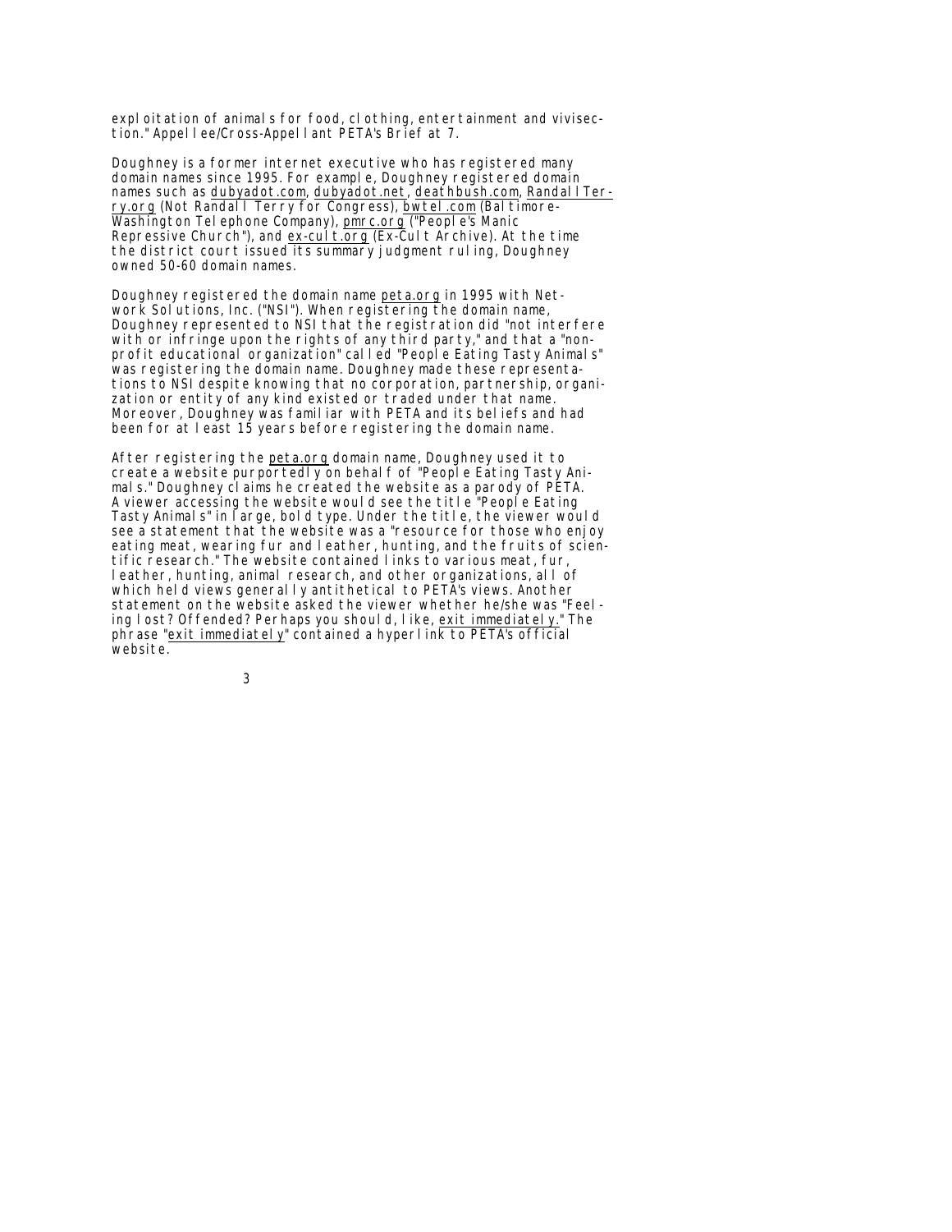exploitation of animals for food, clothing, entertainment and vivisection." Appellee/Cross-Appellant PETA's Brief at 7.

Doughney is a former internet executive who has registered many domain names since 1995. For example, Doughney registered domain names such as dubyadot.com, dubyadot.net, deathbush.com, RandallTerry.org (Not Randall Terry for Congress), bwtel.com (Baltimore-Washington Telephone Company), pmrc.org ("People's Manic Repressive Church"), and ex-cult.org (Ex-Cult Archive). At the time the district court issued its summary judgment ruling, Doughney owned 50-60 domain names.

Doughney registered the domain name peta.org in 1995 with Network Solutions, Inc. ("NSI"). When registering the domain name, Doughney represented to NSI that the registration did "not interfere with or infringe upon the rights of any third party," and that a "non-profit educational organization" called "People Eating Tasty Animals" was registering the domain name. Doughney made these representations to NSI despite knowing that no corporation, partnership, organization or entity of any kind existed or traded under that name. Moreover, Doughney was familiar with PETA and its beliefs and had been for at least 15 years before registering the domain name.

After registering the peta.org domain name, Doughney used it to create a website purportedly on behalf of "People Eating Tasty Animals." Doughney claims he created the website as a parody of PETA. A viewer accessing the website would see the title "People Eating Tasty Animals" in large, bold type. Under the title, the viewer would see a statement that the website was a "resource for those who enjoy eating meat, wearing fur and leather, hunting, and the fruits of scientific research." The website contained links to various meat, fur, leather, hunting, animal research, and other organizations, all of which held views generally antithetical to PETA's views. Another statement on the website asked the viewer whether he/she was "Feeling lost? Offended? Perhaps you should, like, exit immediately." The phrase "exit immediately" contained a hyperlink to PETA's official website.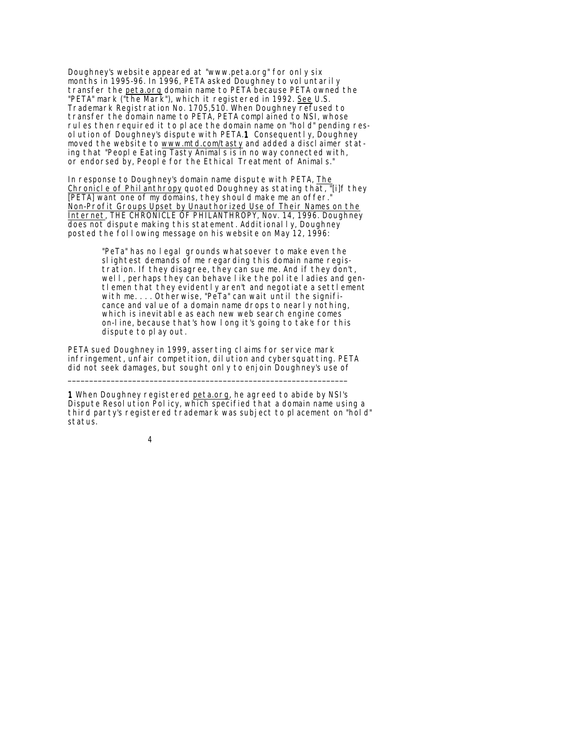Doughney's website appeared at "www.peta.org" for only six months in 1995-96. In 1996, PETA asked Doughney to voluntarily transfer the peta.org domain name to PETA because PETA owned the "PETA" mark ("the Mark"), which it registered in 1992. See U.S. Trademark Registration No. 1705,510. When Doughney refused to transfer the domain name to PETA, PETA complained to NSI, whose rules then required it to place the domain name on "hold" pending resolution of Doughney's dispute with PETA.[1] Consequently, Doughney moved the website to www.mtd.com/tasty and added a disclaimer stating that "People Eating Tasty Animals is in no way connected with, or endorsed by, People for the Ethical Treatment of Animals."

In response to Doughney's domain name dispute with PETA, The Chronicle of Philanthropy quoted Doughney as stating that, "[i]f they [PETA] want one of my domains, they should make me an offer." Non-Profit Groups Upset by Unauthorized Use of Their Names on the Internet, THE CHRONICLE OF PHILANTHROPY, Nov. 14, 1996. Doughney does not dispute making this statement. Additionally, Doughney posted the following message on his website on May 12, 1996:

> "PeTa" has no legal grounds whatsoever to make even the slightest demands of me regarding this domain name registration. If they disagree, they can sue me. And if they don't, well, perhaps they can behave like the polite ladies and gentlemen that they evidently aren't and negotiate a settlement with me. . . . Otherwise, "PeTa" can wait until the significance and value of a domain name drops to nearly nothing, which is inevitable as each new web search engine comes on-line, because that's how long it's going to take for this dispute to play out.

PETA sued Doughney in 1999, asserting claims for service mark infringement, unfair competition, dilution and cybersquatting. PETA did not seek damages, but sought only to enjoin Doughney's use of

---

[1] When Doughney registered peta.org, he agreed to abide by NSI's Dispute Resolution Policy, which specified that a domain name using a third party's registered trademark was subject to placement on "hold" status.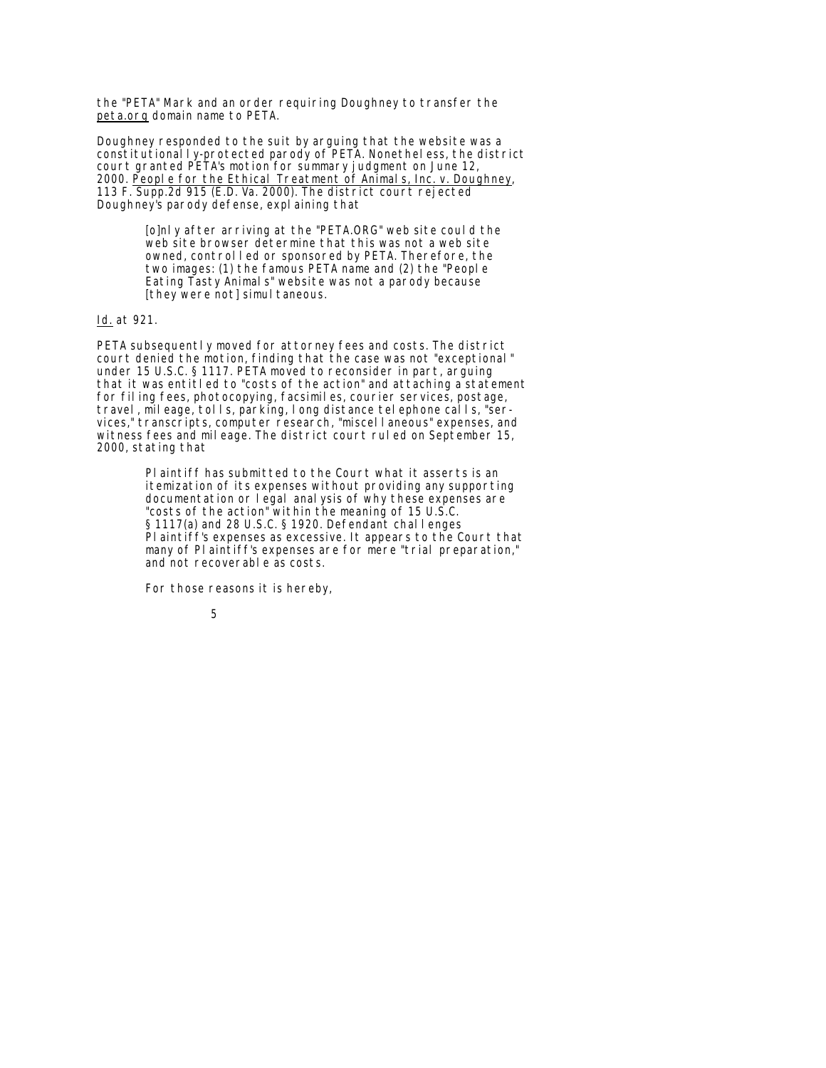the "PETA" Mark and an order requiring Doughney to transfer the peta.org domain name to PETA.

Doughney responded to the suit by arguing that the website was a constitutionally-protected parody of PETA. Nonetheless, the district court granted PETA's motion for summary judgment on June 12, 2000. People for the Ethical Treatment of Animals, Inc. v. Doughney, 113 F. Supp.2d 915 (E.D. Va. 2000). The district court rejected Doughney's parody defense, explaining that

> [o]nly after arriving at the "PETA.ORG" web site could the web site browser determine that this was not a web site owned, controlled or sponsored by PETA. Therefore, the two images: (1) the famous PETA name and (2) the "People Eating Tasty Animals" website was not a parody because [they were not] simultaneous.

Id. at 921.

PETA subsequently moved for attorney fees and costs. The district court denied the motion, finding that the case was not "exceptional" under 15 U.S.C. § 1117. PETA moved to reconsider in part, arguing that it was entitled to "costs of the action" and attaching a statement for filing fees, photocopying, facsimiles, courier services, postage, travel, mileage, tolls, parking, long distance telephone calls, "services," transcripts, computer research, "miscellaneous" expenses, and witness fees and mileage. The district court ruled on September 15, 2000, stating that

> Plaintiff has submitted to the Court what it asserts is an itemization of its expenses without providing any supporting documentation or legal analysis of why these expenses are "costs of the action" within the meaning of 15 U.S.C. § 1117(a) and 28 U.S.C. § 1920. Defendant challenges Plaintiff's expenses as excessive. It appears to the Court that many of Plaintiff's expenses are for mere "trial preparation," and not recoverable as costs.
>
> For those reasons it is hereby,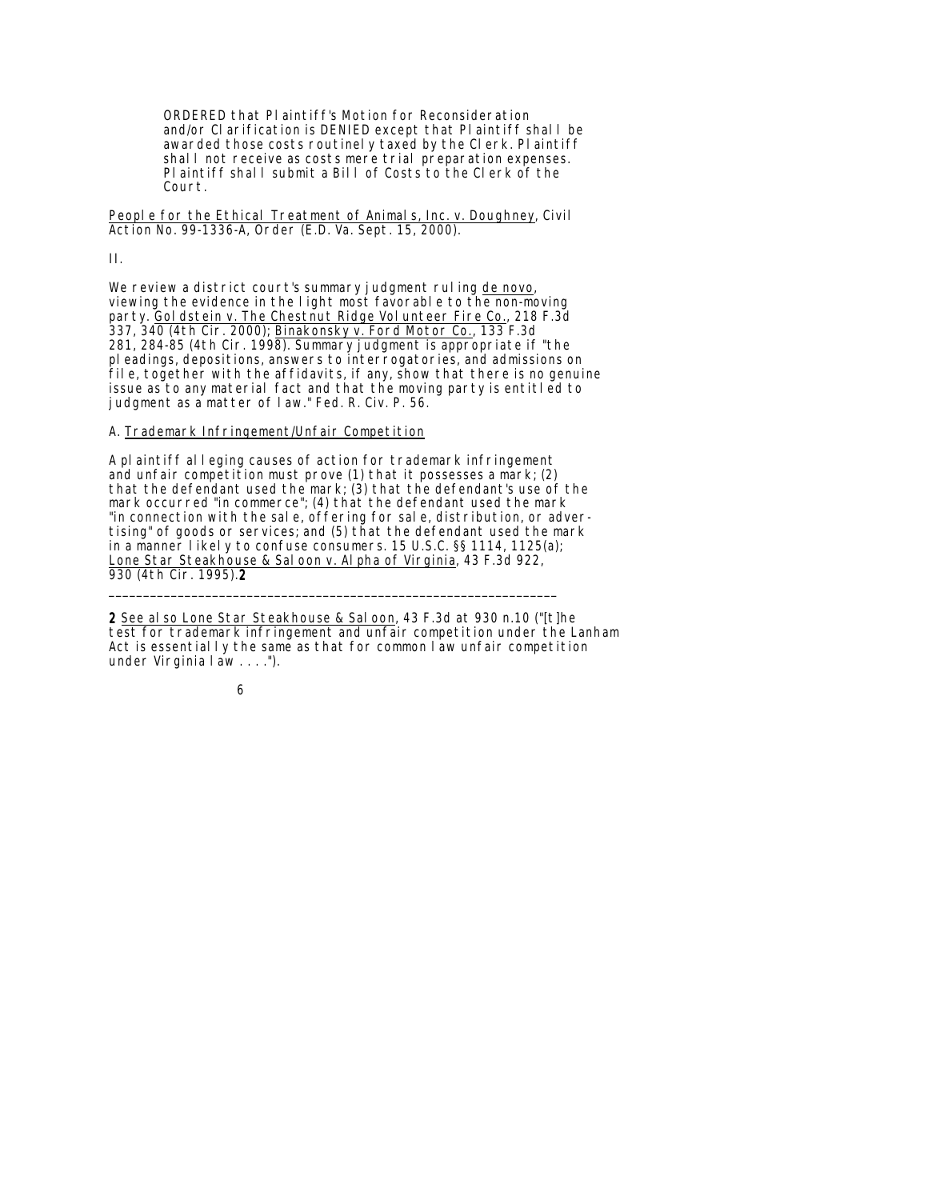ORDERED that Plaintiff's Motion for Reconsideration and/or Clarification is DENIED except that Plaintiff shall be awarded those costs routinely taxed by the Clerk. Plaintiff shall not receive as costs mere trial preparation expenses. Plaintiff shall submit a Bill of Costs to the Clerk of the Court.

People for the Ethical Treatment of Animals, Inc. v. Doughney, Civil Action No. 99-1336-A, Order (E.D. Va. Sept. 15, 2000).

II.

We review a district court's summary judgment ruling de novo, viewing the evidence in the light most favorable to the non-moving party. Goldstein v. The Chestnut Ridge Volunteer Fire Co., 218 F.3d 337, 340 (4th Cir. 2000); Binakonsky v. Ford Motor Co., 133 F.3d 281, 284-85 (4th Cir. 1998). Summary judgment is appropriate if "the pleadings, depositions, answers to interrogatories, and admissions on file, together with the affidavits, if any, show that there is no genuine issue as to any material fact and that the moving party is entitled to judgment as a matter of law." Fed. R. Civ. P. 56.

A. Trademark Infringement/Unfair Competition

A plaintiff alleging causes of action for trademark infringement and unfair competition must prove (1) that it possesses a mark; (2) that the defendant used the mark; (3) that the defendant's use of the mark occurred "in commerce"; (4) that the defendant used the mark "in connection with the sale, offering for sale, distribution, or advertising" of goods or services; and (5) that the defendant used the mark in a manner likely to confuse consumers. 15 U.S.C. §§ 1114, 1125(a); Lone Star Steakhouse & Saloon v. Alpha of Virginia, 43 F.3d 922, 930 (4th Cir. 1995).[2]

---

[2] See also Lone Star Steakhouse & Saloon, 43 F.3d at 930 n.10 ("[t]he test for trademark infringement and unfair competition under the Lanham Act is essentially the same as that for common law unfair competition under Virginia law . . . .").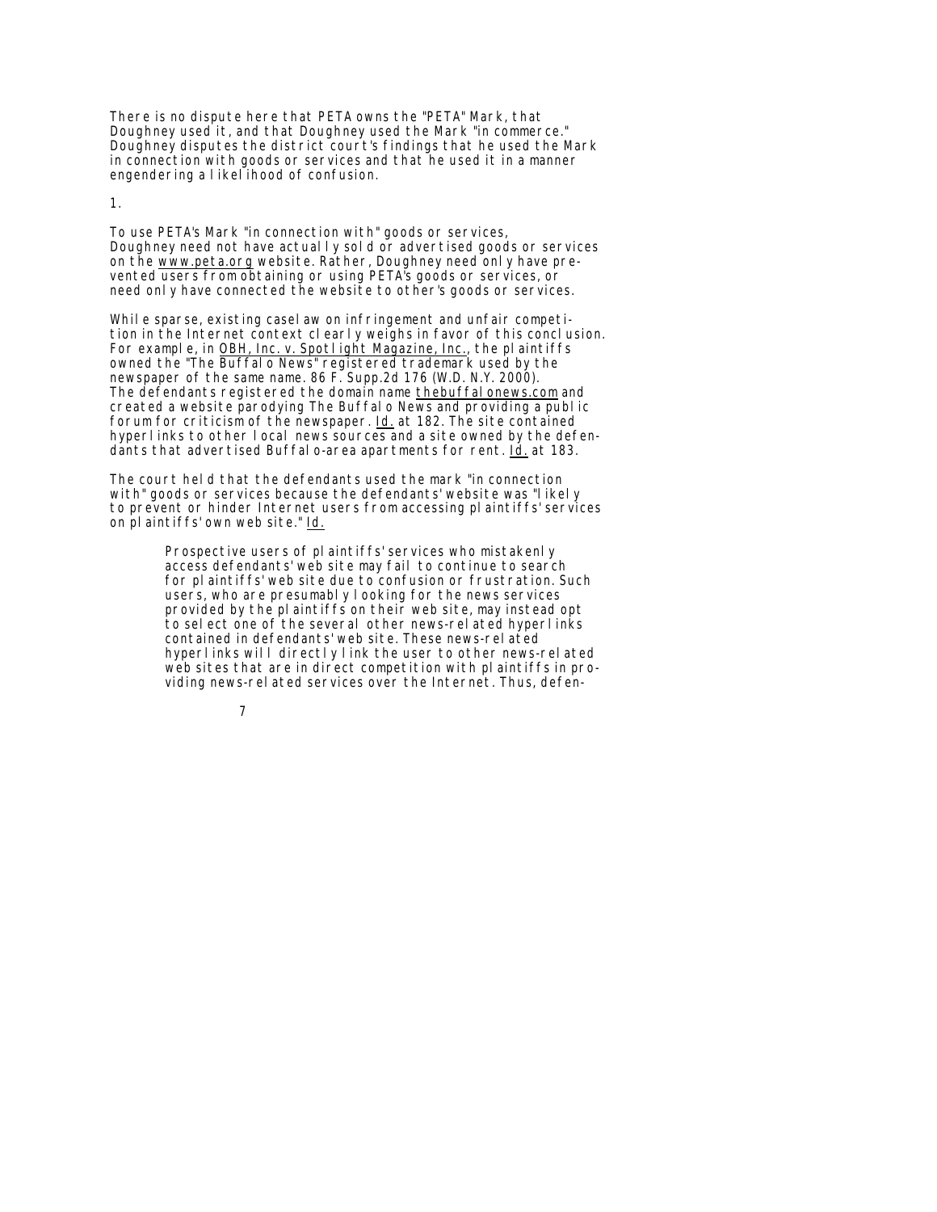There is no dispute here that PETA owns the "PETA" Mark, that Doughney used it, and that Doughney used the Mark "in commerce." Doughney disputes the district court's findings that he used the Mark in connection with goods or services and that he used it in a manner engendering a likelihood of confusion.

1.

To use PETA's Mark "in connection with" goods or services, Doughney need not have actually sold or advertised goods or services on the www.peta.org website. Rather, Doughney need only have prevented users from obtaining or using PETA's goods or services, or need only have connected the website to other's goods or services.

While sparse, existing caselaw on infringement and unfair competition in the Internet context clearly weighs in favor of this conclusion. For example, in OBH, Inc. v. Spotlight Magazine, Inc., the plaintiffs owned the "The Buffalo News" registered trademark used by the newspaper of the same name. 86 F. Supp.2d 176 (W.D. N.Y. 2000). The defendants registered the domain name thebuffalonews.com and created a website parodying The Buffalo News and providing a public forum for criticism of the newspaper. Id. at 182. The site contained hyperlinks to other local news sources and a site owned by the defendants that advertised Buffalo-area apartments for rent. Id. at 183.

The court held that the defendants used the mark "in connection with" goods or services because the defendants' website was "likely to prevent or hinder Internet users from accessing plaintiffs' services on plaintiffs' own web site." Id.

> Prospective users of plaintiffs' services who mistakenly access defendants' web site may fail to continue to search for plaintiffs' web site due to confusion or frustration. Such users, who are presumably looking for the news services provided by the plaintiffs on their web site, may instead opt to select one of the several other news-related hyperlinks contained in defendants' web site. These news-related hyperlinks will directly link the user to other news-related web sites that are in direct competition with plaintiffs in providing news-related services over the Internet. Thus, defen-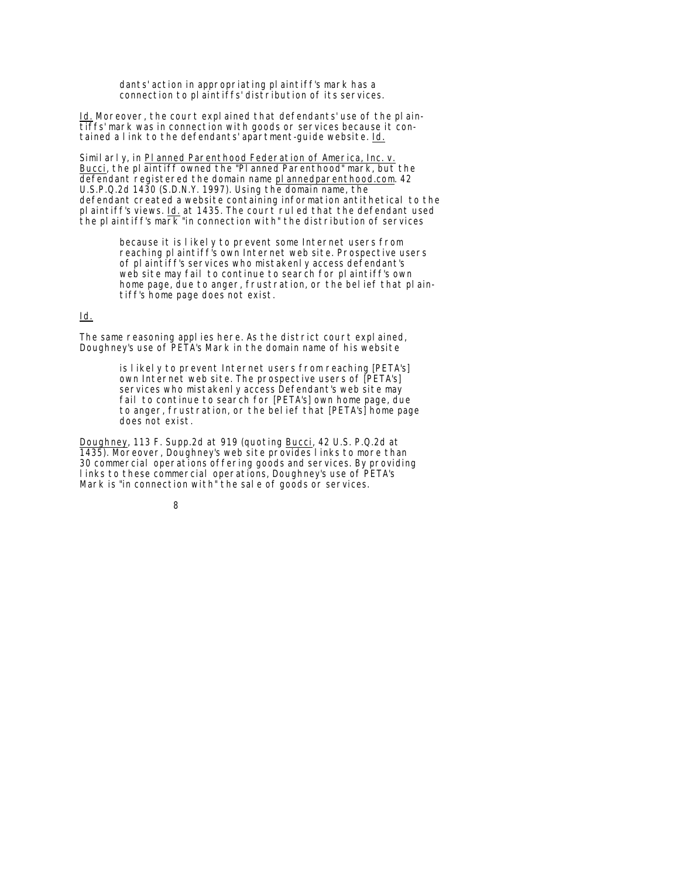> dants' action in appropriating plaintiff's mark has a connection to plaintiffs' distribution of its services.

Id. Moreover, the court explained that defendants' use of the plaintiffs' mark was in connection with goods or services because it contained a link to the defendants' apartment-guide website. Id.

Similarly, in Planned Parenthood Federation of America, Inc. v. Bucci, the plaintiff owned the "Planned Parenthood" mark, but the defendant registered the domain name plannedparenthood.com. 42 U.S.P.Q.2d 1430 (S.D.N.Y. 1997). Using the domain name, the defendant created a website containing information antithetical to the plaintiff's views. Id. at 1435. The court ruled that the defendant used the plaintiff's mark "in connection with" the distribution of services

> because it is likely to prevent some Internet users from reaching plaintiff's own Internet web site. Prospective users of plaintiff's services who mistakenly access defendant's web site may fail to continue to search for plaintiff's own home page, due to anger, frustration, or the belief that plaintiff's home page does not exist.

Id.

The same reasoning applies here. As the district court explained, Doughney's use of PETA's Mark in the domain name of his website

> is likely to prevent Internet users from reaching [PETA's] own Internet web site. The prospective users of [PETA's] services who mistakenly access Defendant's web site may fail to continue to search for [PETA's] own home page, due to anger, frustration, or the belief that [PETA's] home page does not exist.

Doughney, 113 F. Supp.2d at 919 (quoting Bucci, 42 U.S.P.Q.2d at 1435). Moreover, Doughney's web site provides links to more than 30 commercial operations offering goods and services. By providing links to these commercial operations, Doughney's use of PETA's Mark is "in connection with" the sale of goods or services.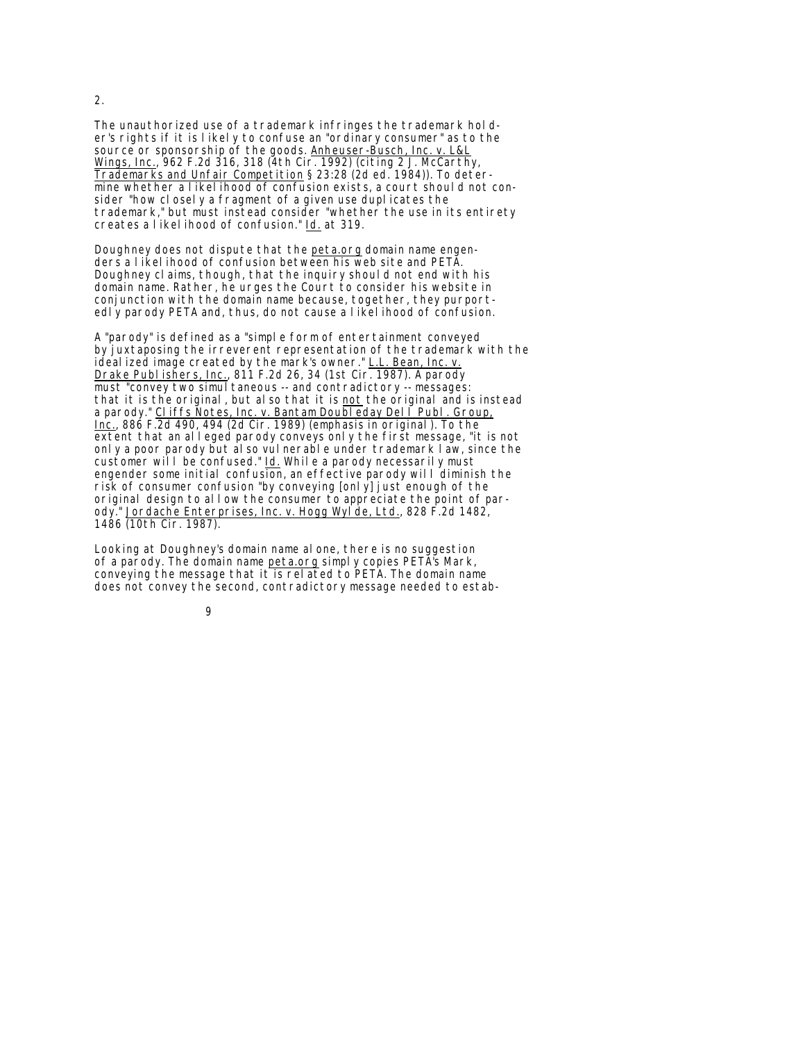2.

The unauthorized use of a trademark infringes the trademark holder's rights if it is likely to confuse an "ordinary consumer" as to the source or sponsorship of the goods. Anheuser-Busch, Inc. v. L&L Wings, Inc., 962 F.2d 316, 318 (4th Cir. 1992) (citing 2 J. McCarthy, Trademarks and Unfair Competition § 23:28 (2d ed. 1984)). To determine whether a likelihood of confusion exists, a court should not consider "how closely a fragment of a given use duplicates the trademark," but must instead consider "whether the use in its entirety creates a likelihood of confusion." Id. at 319.

Doughney does not dispute that the peta.org domain name engenders a likelihood of confusion between his web site and PETA. Doughney claims, though, that the inquiry should not end with his domain name. Rather, he urges the Court to consider his website in conjunction with the domain name because, together, they purportedly parody PETA and, thus, do not cause a likelihood of confusion.

A "parody" is defined as a "simple form of entertainment conveyed by juxtaposing the irreverent representation of the trademark with the idealized image created by the mark's owner." L.L. Bean, Inc. v. Drake Publishers, Inc., 811 F.2d 26, 34 (1st Cir. 1987). A parody must "convey two simultaneous -- and contradictory -- messages: that it is the original, but also that it is not the original and is instead a parody." Cliffs Notes, Inc. v. Bantam Doubleday Dell Publ. Group, Inc., 886 F.2d 490, 494 (2d Cir. 1989) (emphasis in original). To the extent that an alleged parody conveys only the first message, "it is not only a poor parody but also vulnerable under trademark law, since the customer will be confused." Id. While a parody necessarily must engender some initial confusion, an effective parody will diminish the risk of consumer confusion "by conveying [only] just enough of the original design to allow the consumer to appreciate the point of parody." Jordache Enterprises, Inc. v. Hogg Wylde, Ltd., 828 F.2d 1482, 1486 (10th Cir. 1987).

Looking at Doughney's domain name alone, there is no suggestion of a parody. The domain name peta.org simply copies PETA's Mark, conveying the message that it is related to PETA. The domain name does not convey the second, contradictory message needed to estab-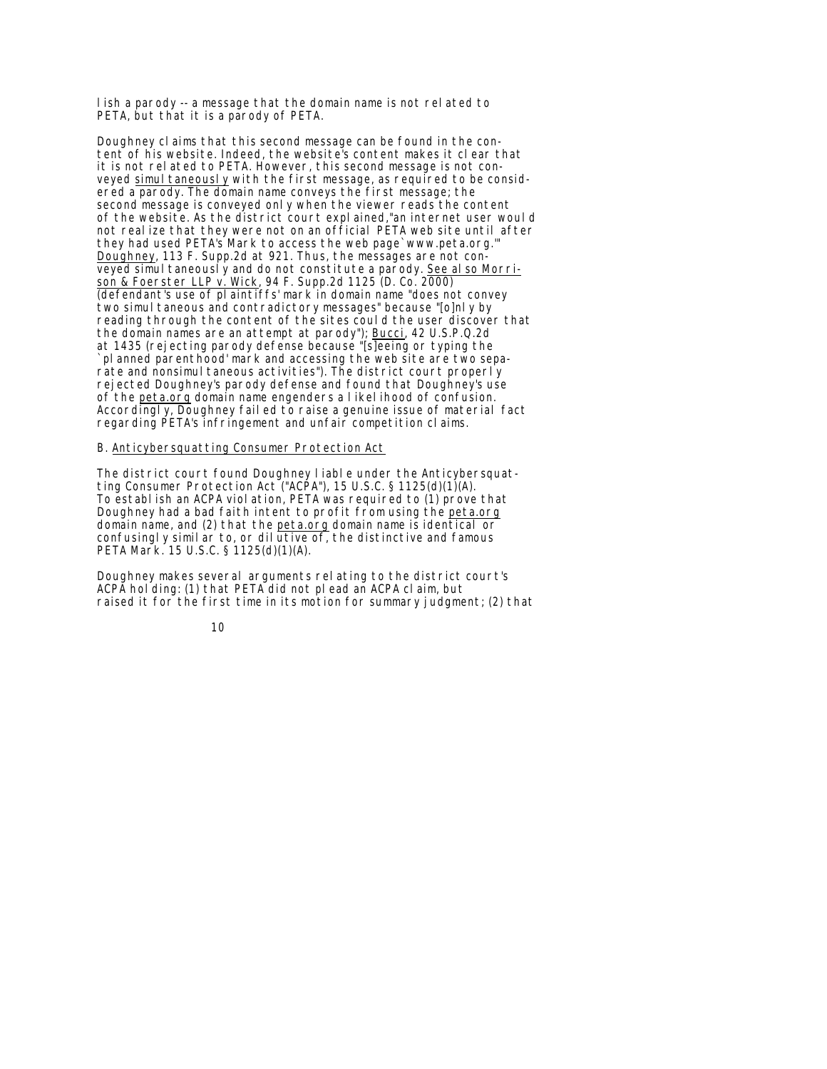lish a parody -- a message that the domain name is not related to PETA, but that it is a parody of PETA.

Doughney claims that this second message can be found in the content of his website. Indeed, the website's content makes it clear that it is not related to PETA. However, this second message is not conveyed simultaneously with the first message, as required to be considered a parody. The domain name conveys the first message; the second message is conveyed only when the viewer reads the content of the website. As the district court explained,"an internet user would not realize that they were not on an official PETA web site until after they had used PETA's Mark to access the web page`www.peta.org.'" Doughney, 113 F. Supp.2d at 921. Thus, the messages are not conveyed simultaneously and do not constitute a parody. See also Morrison & Foerster LLP v. Wick, 94 F. Supp.2d 1125 (D. Co. 2000) (defendant's use of plaintiffs' mark in domain name "does not convey two simultaneous and contradictory messages" because "[o]nly by reading through the content of the sites could the user discover that the domain names are an attempt at parody"); Bucci, 42 U.S.P.Q.2d at 1435 (rejecting parody defense because "[s]eeing or typing the `planned parenthood' mark and accessing the web site are two separate and nonsimultaneous activities"). The district court properly rejected Doughney's parody defense and found that Doughney's use of the peta.org domain name engenders a likelihood of confusion. Accordingly, Doughney failed to raise a genuine issue of material fact regarding PETA's infringement and unfair competition claims.

B. Anticybersquatting Consumer Protection Act

The district court found Doughney liable under the Anticybersquatting Consumer Protection Act ("ACPA"), 15 U.S.C. § 1125(d)(1)(A). To establish an ACPA violation, PETA was required to (1) prove that Doughney had a bad faith intent to profit from using the peta.org domain name, and (2) that the peta.org domain name is identical or confusingly similar to, or dilutive of, the distinctive and famous PETA Mark. 15 U.S.C. § 1125(d)(1)(A).

Doughney makes several arguments relating to the district court's ACPA holding: (1) that PETA did not plead an ACPA claim, but raised it for the first time in its motion for summary judgment; (2) that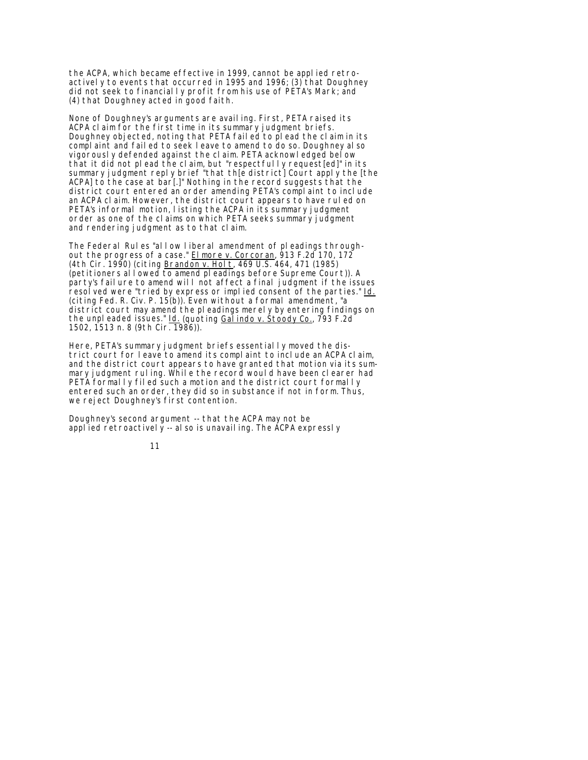the ACPA, which became effective in 1999, cannot be applied retroactively to events that occurred in 1995 and 1996; (3) that Doughney did not seek to financially profit from his use of PETA's Mark; and (4) that Doughney acted in good faith.

None of Doughney's arguments are availing. First, PETA raised its ACPA claim for the first time in its summary judgment briefs. Doughney objected, noting that PETA failed to plead the claim in its complaint and failed to seek leave to amend to do so. Doughney also vigorously defended against the claim. PETA acknowledged below that it did not plead the claim, but "respectfully request[ed]" in its summary judgment reply brief "that th[e district] Court apply the [the ACPA] to the case at bar[.]" Nothing in the record suggests that the district court entered an order amending PETA's complaint to include an ACPA claim. However, the district court appears to have ruled on PETA's informal motion, listing the ACPA in its summary judgment order as one of the claims on which PETA seeks summary judgment and rendering judgment as to that claim.

The Federal Rules "allow liberal amendment of pleadings throughout the progress of a case." Elmore v. Corcoran, 913 F.2d 170, 172 (4th Cir. 1990) (citing Brandon v. Holt, 469 U.S. 464, 471 (1985) (petitioners allowed to amend pleadings before Supreme Court)). A party's failure to amend will not affect a final judgment if the issues resolved were "tried by express or implied consent of the parties." Id. (citing Fed. R. Civ. P. 15(b)). Even without a formal amendment, "a district court may amend the pleadings merely by entering findings on the unpleaded issues." Id. (quoting Galindo v. Stoody Co., 793 F.2d 1502, 1513 n. 8 (9th Cir. 1986)).

Here, PETA's summary judgment briefs essentially moved the district court for leave to amend its complaint to include an ACPA claim, and the district court appears to have granted that motion via its summary judgment ruling. While the record would have been clearer had PETA formally filed such a motion and the district court formally entered such an order, they did so in substance if not in form. Thus, we reject Doughney's first contention.

Doughney's second argument -- that the ACPA may not be applied retroactively -- also is unavailing. The ACPA expressly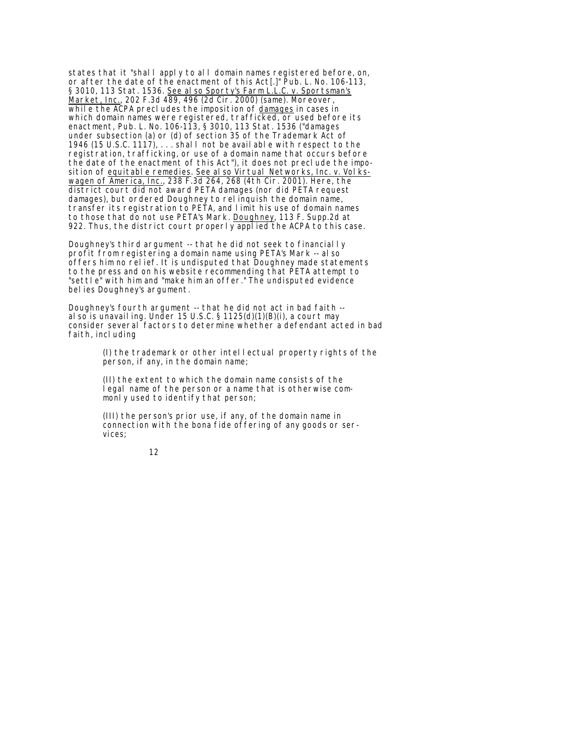states that it "shall apply to all domain names registered before, on, or after the date of the enactment of this Act[.]" Pub. L. No. 106-113, § 3010, 113 Stat. 1536. See also Sporty's Farm L.L.C. v. Sportsman's Market, Inc., 202 F.3d 489, 496 (2d Cir. 2000) (same). Moreover, while the ACPA precludes the imposition of damages in cases in which domain names were registered, trafficked, or used before its enactment, Pub. L. No. 106-113, § 3010, 113 Stat. 1536 ("damages under subsection (a) or (d) of section 35 of the Trademark Act of 1946 (15 U.S.C. 1117), . . . shall not be available with respect to the registration, trafficking, or use of a domain name that occurs before the date of the enactment of this Act"), it does not preclude the imposition of equitable remedies. See also Virtual Networks, Inc. v. Volkswagen of America, Inc., 238 F.3d 264, 268 (4th Cir. 2001). Here, the district court did not award PETA damages (nor did PETA request damages), but ordered Doughney to relinquish the domain name, transfer its registration to PETA, and limit his use of domain names to those that do not use PETA's Mark. Doughney, 113 F. Supp.2d at 922. Thus, the district court properly applied the ACPA to this case.

Doughney's third argument -- that he did not seek to financially profit from registering a domain name using PETA's Mark -- also offers him no relief. It is undisputed that Doughney made statements to the press and on his website recommending that PETA attempt to "settle" with him and "make him an offer." The undisputed evidence belies Doughney's argument.

Doughney's fourth argument -- that he did not act in bad faith -- also is unavailing. Under 15 U.S.C. § 1125(d)(1)(B)(i), a court may consider several factors to determine whether a defendant acted in bad faith, including

> (I) the trademark or other intellectual property rights of the person, if any, in the domain name;
>
> (II) the extent to which the domain name consists of the legal name of the person or a name that is otherwise commonly used to identify that person;
>
> (III) the person's prior use, if any, of the domain name in connection with the bona fide offering of any goods or services;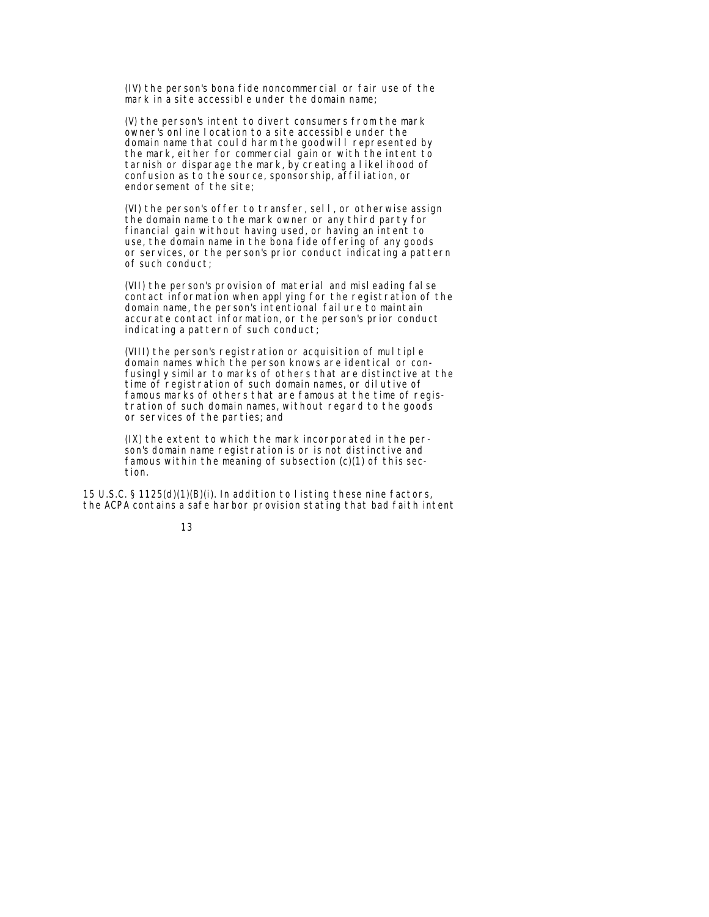(IV) the person's bona fide noncommercial or fair use of the mark in a site accessible under the domain name;

(V) the person's intent to divert consumers from the mark owner's online location to a site accessible under the domain name that could harm the goodwill represented by the mark, either for commercial gain or with the intent to tarnish or disparage the mark, by creating a likelihood of confusion as to the source, sponsorship, affiliation, or endorsement of the site;

(VI) the person's offer to transfer, sell, or otherwise assign the domain name to the mark owner or any third party for financial gain without having used, or having an intent to use, the domain name in the bona fide offering of any goods or services, or the person's prior conduct indicating a pattern of such conduct;

(VII) the person's provision of material and misleading false contact information when applying for the registration of the domain name, the person's intentional failure to maintain accurate contact information, or the person's prior conduct indicating a pattern of such conduct;

(VIII) the person's registration or acquisition of multiple domain names which the person knows are identical or confusingly similar to marks of others that are distinctive at the time of registration of such domain names, or dilutive of famous marks of others that are famous at the time of registration of such domain names, without regard to the goods or services of the parties; and

(IX) the extent to which the mark incorporated in the person's domain name registration is or is not distinctive and famous within the meaning of subsection (c)(1) of this section.

15 U.S.C. § 1125(d)(1)(B)(i). In addition to listing these nine factors, the ACPA contains a safe harbor provision stating that bad faith intent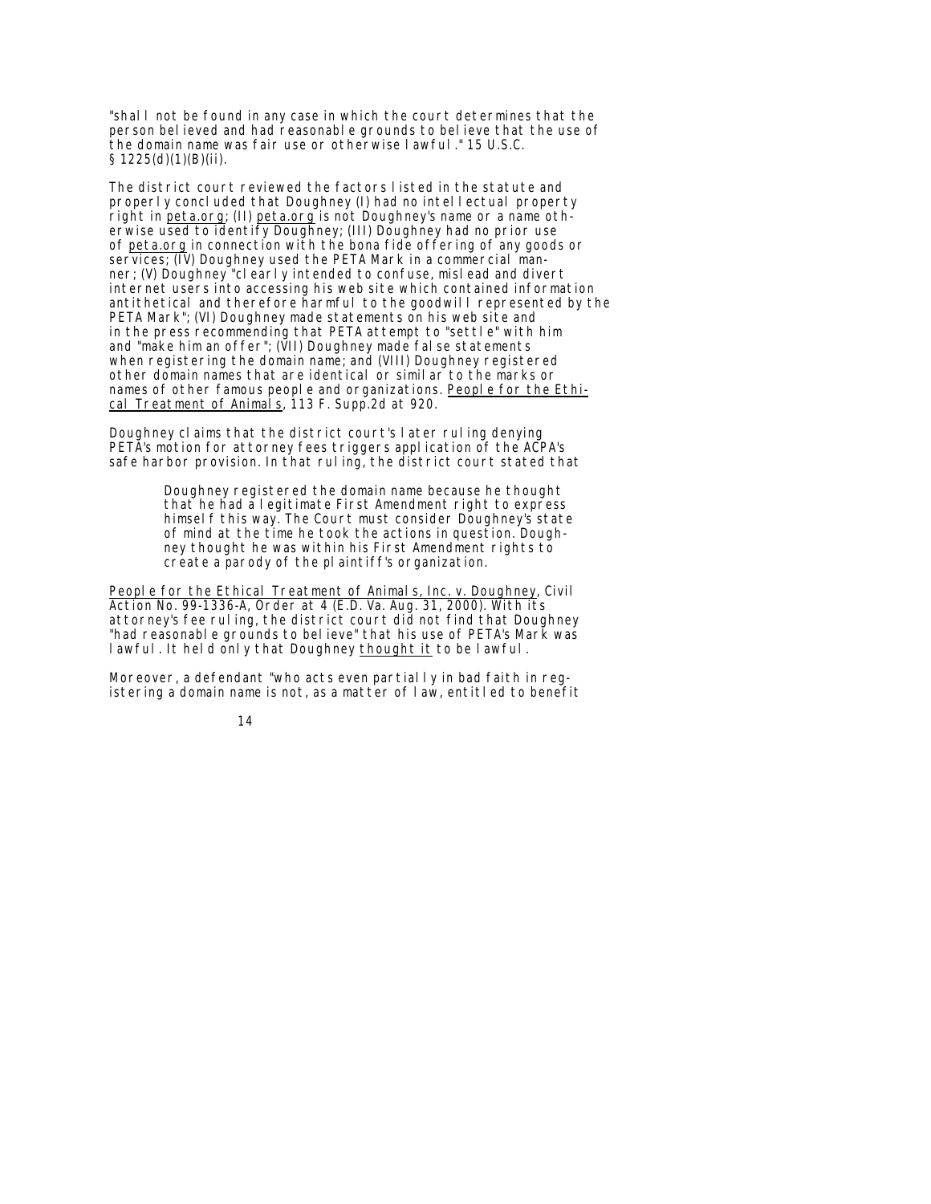"shall not be found in any case in which the court determines that the person believed and had reasonable grounds to believe that the use of the domain name was fair use or otherwise lawful." 15 U.S.C. § 1225(d)(1)(B)(ii).

The district court reviewed the factors listed in the statute and properly concluded that Doughney (I) had no intellectual property right in peta.org; (II) peta.org is not Doughney's name or a name otherwise used to identify Doughney; (III) Doughney had no prior use of peta.org in connection with the bona fide offering of any goods or services; (IV) Doughney used the PETA Mark in a commercial manner; (V) Doughney "clearly intended to confuse, mislead and divert internet users into accessing his web site which contained information antithetical and therefore harmful to the goodwill represented by the PETA Mark"; (VI) Doughney made statements on his web site and in the press recommending that PETA attempt to "settle" with him and "make him an offer"; (VII) Doughney made false statements when registering the domain name; and (VIII) Doughney registered other domain names that are identical or similar to the marks or names of other famous people and organizations. People for the Ethical Treatment of Animals, 113 F. Supp.2d at 920.

Doughney claims that the district court's later ruling denying PETA's motion for attorney fees triggers application of the ACPA's safe harbor provision. In that ruling, the district court stated that

> Doughney registered the domain name because he thought that he had a legitimate First Amendment right to express himself this way. The Court must consider Doughney's state of mind at the time he took the actions in question. Doughney thought he was within his First Amendment rights to create a parody of the plaintiff's organization.

People for the Ethical Treatment of Animals, Inc. v. Doughney, Civil Action No. 99-1336-A, Order at 4 (E.D. Va. Aug. 31, 2000). With its attorney's fee ruling, the district court did not find that Doughney "had reasonable grounds to believe" that his use of PETA's Mark was lawful. It held only that Doughney thought it to be lawful.

Moreover, a defendant "who acts even partially in bad faith in registering a domain name is not, as a matter of law, entitled to benefit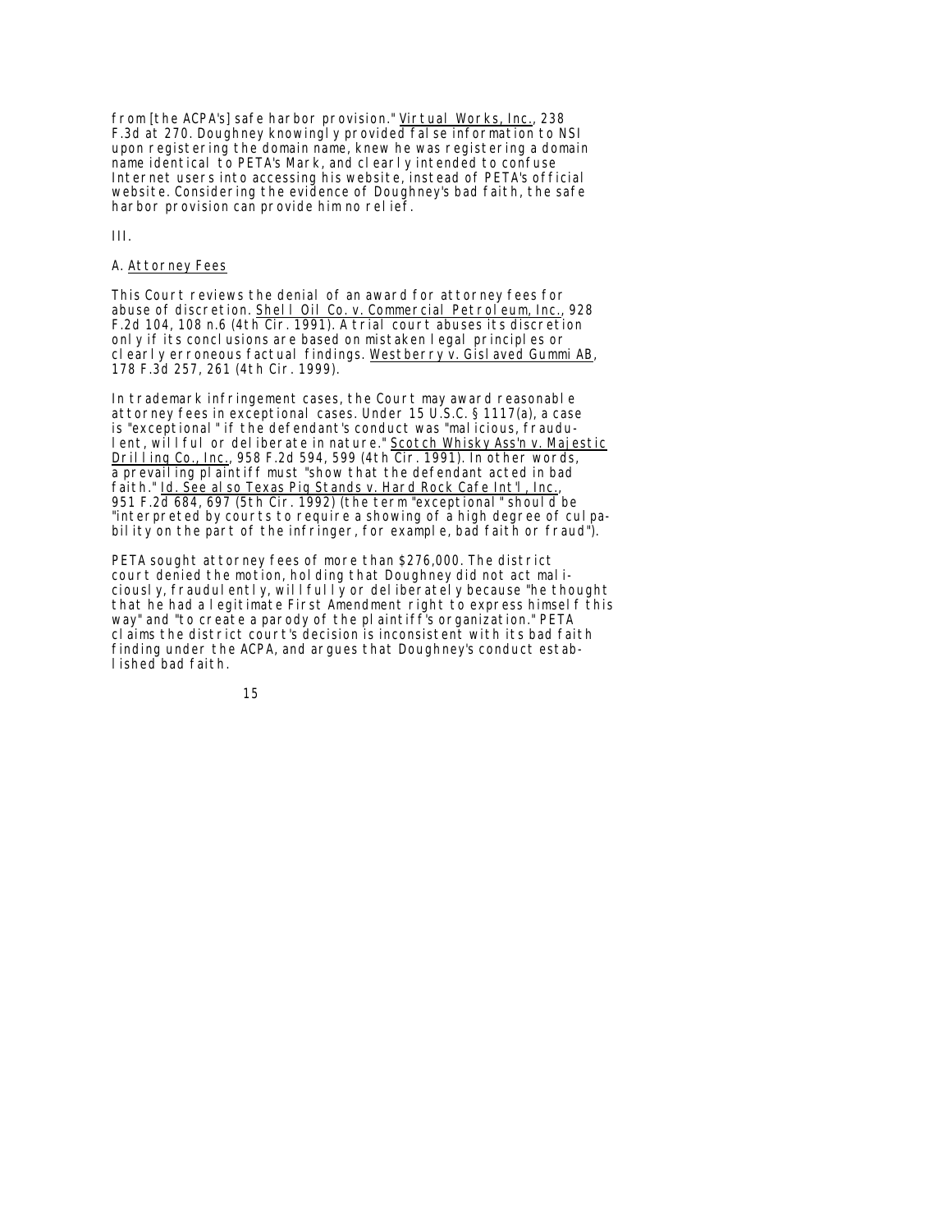from [the ACPA's] safe harbor provision." Virtual Works, Inc., 238 F.3d at 270. Doughney knowingly provided false information to NSI upon registering the domain name, knew he was registering a domain name identical to PETA's Mark, and clearly intended to confuse Internet users into accessing his website, instead of PETA's official website. Considering the evidence of Doughney's bad faith, the safe harbor provision can provide him no relief.

III.

A. Attorney Fees

This Court reviews the denial of an award for attorney fees for abuse of discretion. Shell Oil Co. v. Commercial Petroleum, Inc., 928 F.2d 104, 108 n.6 (4th Cir. 1991). A trial court abuses its discretion only if its conclusions are based on mistaken legal principles or clearly erroneous factual findings. Westberry v. Gislaved Gummi AB, 178 F.3d 257, 261 (4th Cir. 1999).

In trademark infringement cases, the Court may award reasonable attorney fees in exceptional cases. Under 15 U.S.C. § 1117(a), a case is "exceptional" if the defendant's conduct was "malicious, fraudulent, willful or deliberate in nature." Scotch Whisky Ass'n v. Majestic Drilling Co., Inc., 958 F.2d 594, 599 (4th Cir. 1991). In other words, a prevailing plaintiff must "show that the defendant acted in bad faith." Id. See also Texas Pig Stands v. Hard Rock Cafe Int'l, Inc., 951 F.2d 684, 697 (5th Cir. 1992) (the term "exceptional" should be "interpreted by courts to require a showing of a high degree of culpability on the part of the infringer, for example, bad faith or fraud").

PETA sought attorney fees of more than $276,000. The district court denied the motion, holding that Doughney did not act maliciously, fraudulently, willfully or deliberately because "he thought that he had a legitimate First Amendment right to express himself this way" and "to create a parody of the plaintiff's organization." PETA claims the district court's decision is inconsistent with its bad faith finding under the ACPA, and argues that Doughney's conduct established bad faith.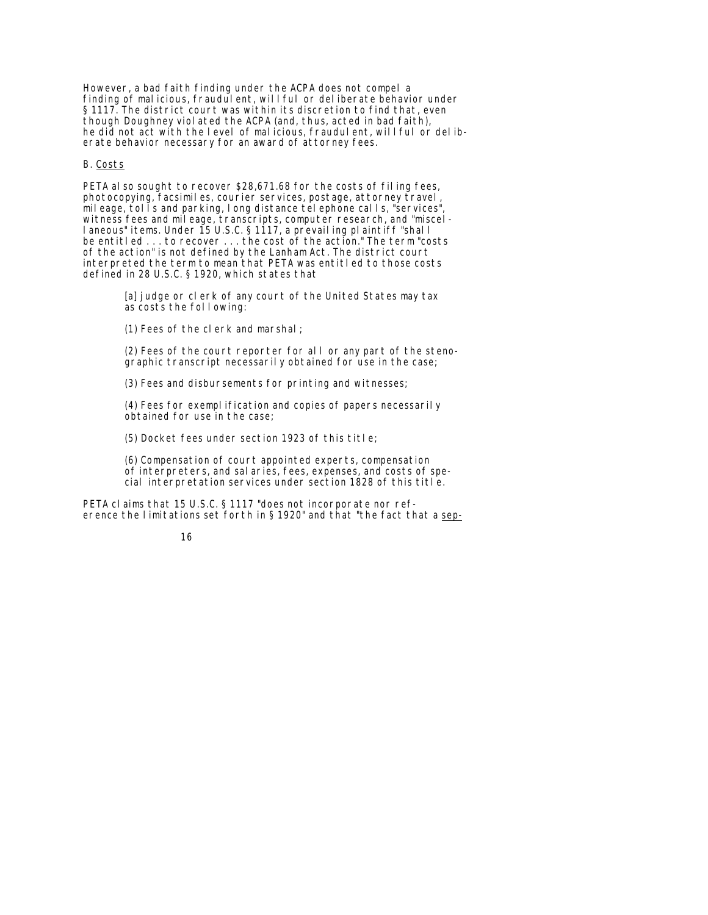However, a bad faith finding under the ACPA does not compel a finding of malicious, fraudulent, willful or deliberate behavior under § 1117. The district court was within its discretion to find that, even though Doughney violated the ACPA (and, thus, acted in bad faith), he did not act with the level of malicious, fraudulent, willful or deliberate behavior necessary for an award of attorney fees.

B. Costs

PETA also sought to recover $28,671.68 for the costs of filing fees, photocopying, facsimiles, courier services, postage, attorney travel, mileage, tolls and parking, long distance telephone calls, "services", witness fees and mileage, transcripts, computer research, and "miscellaneous" items. Under 15 U.S.C. § 1117, a prevailing plaintiff "shall be entitled . . . to recover . . . the cost of the action." The term "costs of the action" is not defined by the Lanham Act. The district court interpreted the term to mean that PETA was entitled to those costs defined in 28 U.S.C. § 1920, which states that

> [a] judge or clerk of any court of the United States may tax as costs the following:
>
> (1) Fees of the clerk and marshal;
>
> (2) Fees of the court reporter for all or any part of the stenographic transcript necessarily obtained for use in the case;
>
> (3) Fees and disbursements for printing and witnesses;
>
> (4) Fees for exemplification and copies of papers necessarily obtained for use in the case;
>
> (5) Docket fees under section 1923 of this title;
>
> (6) Compensation of court appointed experts, compensation of interpreters, and salaries, fees, expenses, and costs of special interpretation services under section 1828 of this title.

PETA claims that 15 U.S.C. § 1117 "does not incorporate nor reference the limitations set forth in § 1920" and that "the fact that a sep-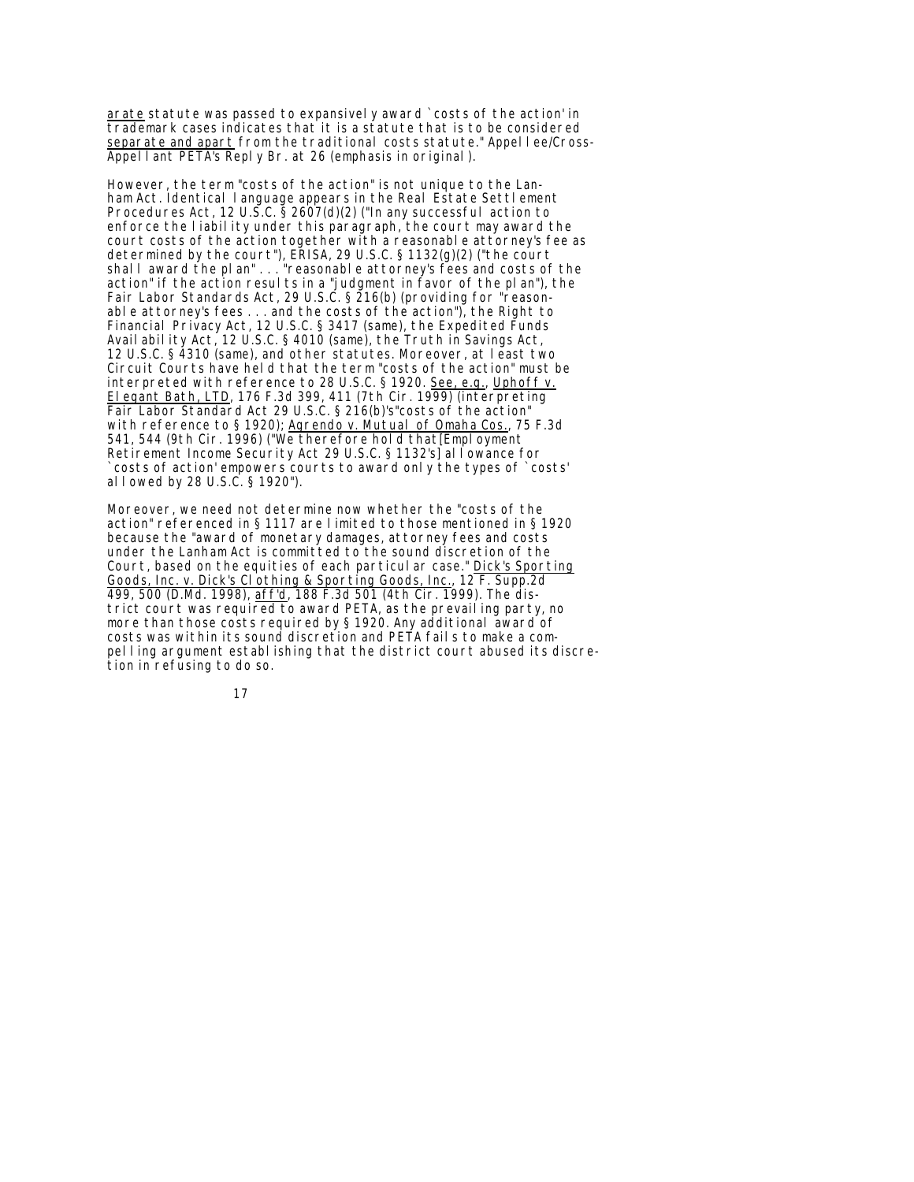arate statute was passed to expansively award `costs of the action' in trademark cases indicates that it is a statute that is to be considered separate and apart from the traditional costs statute." Appellee/Cross-Appellant PETA's Reply Br. at 26 (emphasis in original).

However, the term "costs of the action" is not unique to the Lanham Act. Identical language appears in the Real Estate Settlement Procedures Act, 12 U.S.C. § 2607(d)(2) ("In any successful action to enforce the liability under this paragraph, the court may award the court costs of the action together with a reasonable attorney's fee as determined by the court"), ERISA, 29 U.S.C. § 1132(g)(2) ("the court shall award the plan" . . . "reasonable attorney's fees and costs of the action" if the action results in a "judgment in favor of the plan"), the Fair Labor Standards Act, 29 U.S.C. § 216(b) (providing for "reasonable attorney's fees . . . and the costs of the action"), the Right to Financial Privacy Act, 12 U.S.C. § 3417 (same), the Expedited Funds Availability Act, 12 U.S.C. § 4010 (same), the Truth in Savings Act, 12 U.S.C. § 4310 (same), and other statutes. Moreover, at least two Circuit Courts have held that the term "costs of the action" must be interpreted with reference to 28 U.S.C. § 1920. See, e.g., Uphoff v. Elegant Bath, LTD, 176 F.3d 399, 411 (7th Cir. 1999) (interpreting Fair Labor Standard Act 29 U.S.C. § 216(b)'s "costs of the action" with reference to § 1920); Agrendo v. Mutual of Omaha Cos., 75 F.3d 541, 544 (9th Cir. 1996) ("We therefore hold that [Employment Retirement Income Security Act 29 U.S.C. § 1132's] allowance for `costs of action' empowers courts to award only the types of `costs' allowed by 28 U.S.C. § 1920").

Moreover, we need not determine now whether the "costs of the action" referenced in § 1117 are limited to those mentioned in § 1920 because the "award of monetary damages, attorney fees and costs under the Lanham Act is committed to the sound discretion of the Court, based on the equities of each particular case." Dick's Sporting Goods, Inc. v. Dick's Clothing & Sporting Goods, Inc., 12 F. Supp.2d 499, 500 (D.Md. 1998), aff'd, 188 F.3d 501 (4th Cir. 1999). The district court was required to award PETA, as the prevailing party, no more than those costs required by § 1920. Any additional award of costs was within its sound discretion and PETA fails to make a compelling argument establishing that the district court abused its discretion in refusing to do so.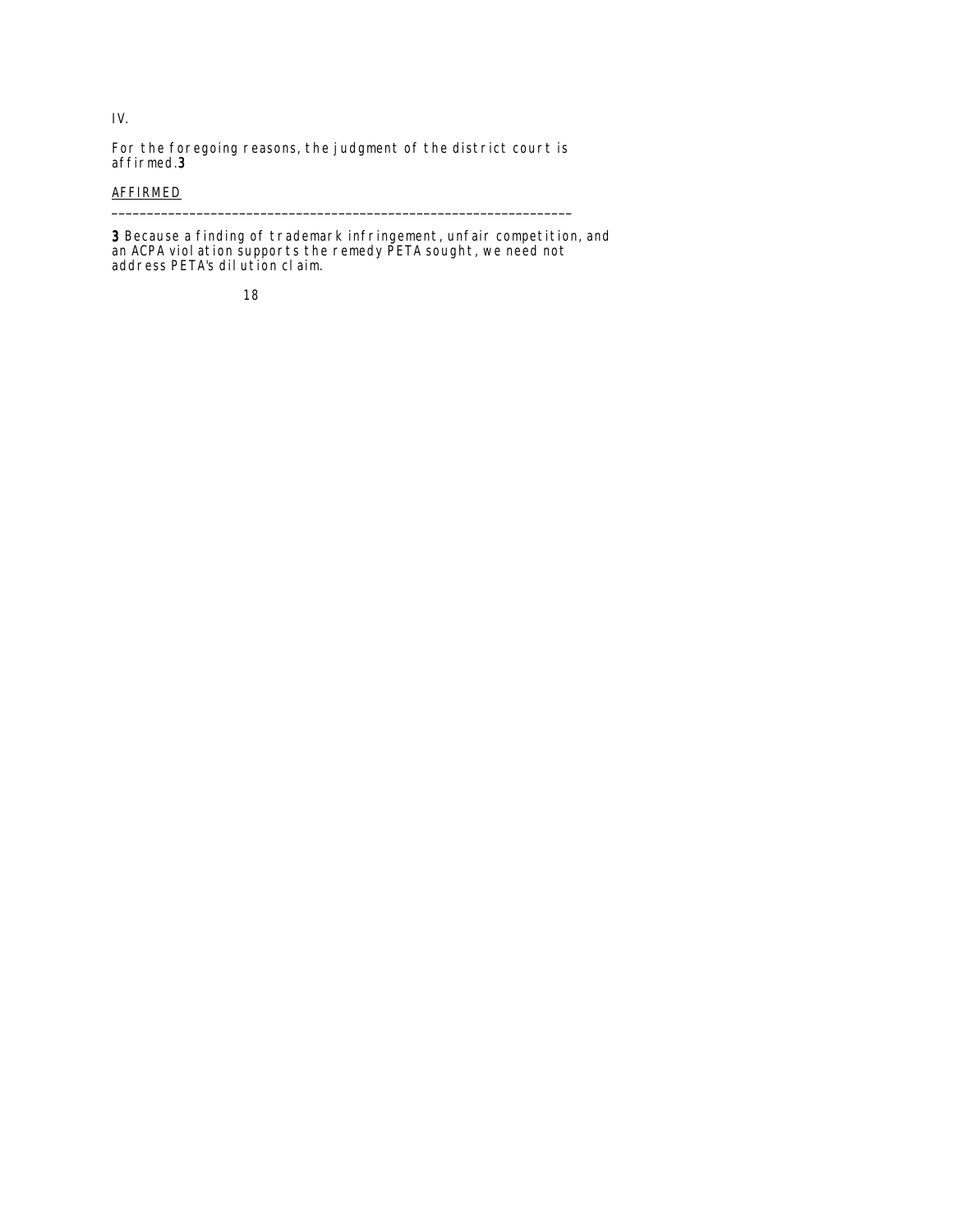IV.

For the foregoing reasons, the judgment of the district court is affirmed.[3]

AFFIRMED

---

[3] Because a finding of trademark infringement, unfair competition, and an ACPA violation supports the remedy PETA sought, we need not address PETA's dilution claim.